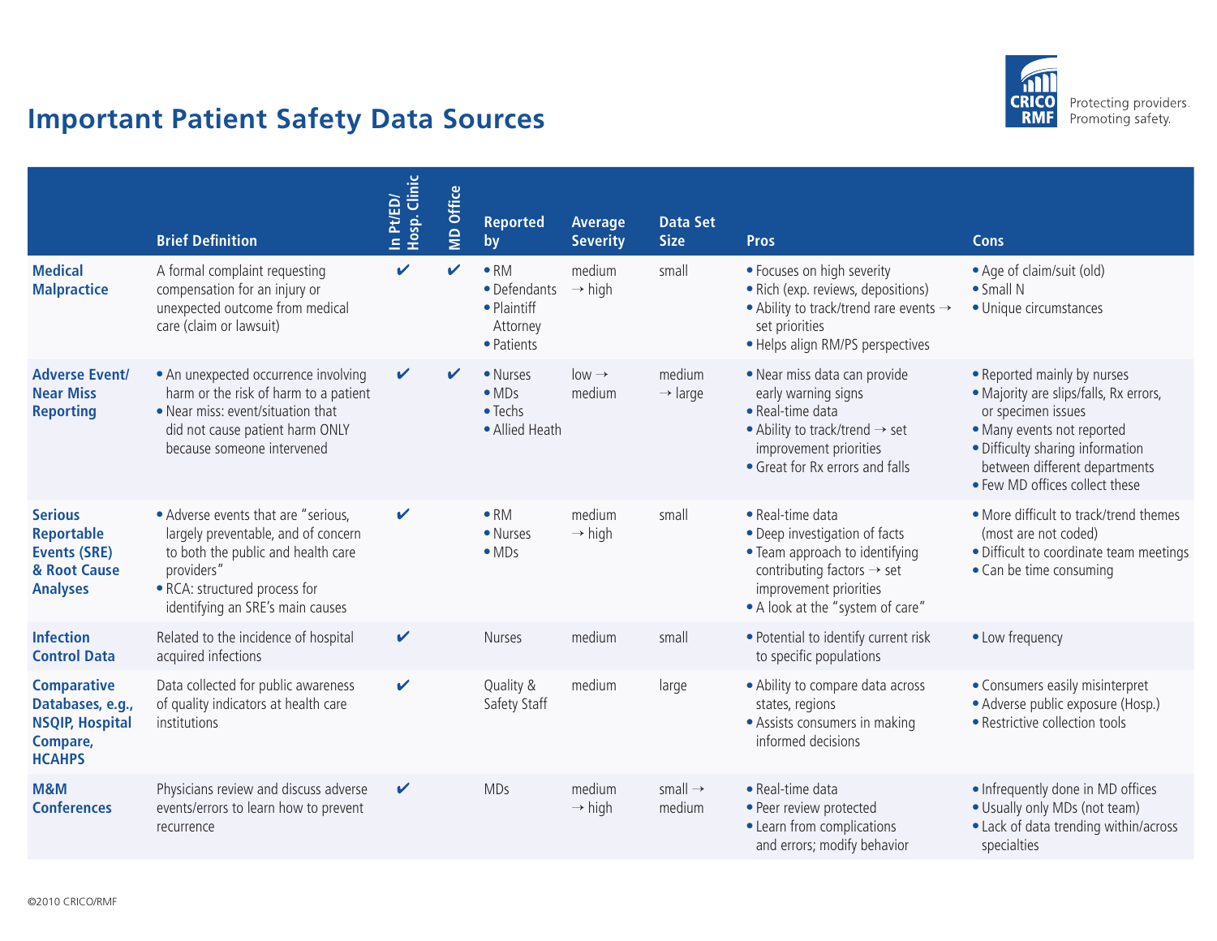# Important Patient Safety Data Sources

Protecting providers. Promoting safety.

| | Brief Definition | In Pt/ED/ Hosp. Clinic | MD Office | Reported by | Average Severity | Data Set Size | Pros | Cons |
|---|---|---|---|---|---|---|---|---|
| **Medical Malpractice** | A formal complaint requesting compensation for an injury or unexpected outcome from medical care (claim or lawsuit) | ✔ | ✔ | • RM<br>• Defendants<br>• Plaintiff Attorney<br>• Patients | medium → high | small | • Focuses on high severity<br>• Rich (exp. reviews, depositions)<br>• Ability to track/trend rare events → set priorities<br>• Helps align RM/PS perspectives | • Age of claim/suit (old)<br>• Small N<br>• Unique circumstances |
| **Adverse Event/ Near Miss Reporting** | • An unexpected occurrence involving harm or the risk of harm to a patient<br>• Near miss: event/situation that did not cause patient harm ONLY because someone intervened | ✔ | ✔ | • Nurses<br>• MDs<br>• Techs<br>• Allied Heath | low → medium | medium → large | • Near miss data can provide early warning signs<br>• Real-time data<br>• Ability to track/trend → set improvement priorities<br>• Great for Rx errors and falls | • Reported mainly by nurses<br>• Majority are slips/falls, Rx errors, or specimen issues<br>• Many events not reported<br>• Difficulty sharing information between different departments<br>• Few MD offices collect these |
| **Serious Reportable Events (SRE) & Root Cause Analyses** | • Adverse events that are "serious, largely preventable, and of concern to both the public and health care providers"<br>• RCA: structured process for identifying an SRE's main causes | ✔ | | • RM<br>• Nurses<br>• MDs | medium → high | small | • Real-time data<br>• Deep investigation of facts<br>• Team approach to identifying contributing factors → set improvement priorities<br>• A look at the "system of care" | • More difficult to track/trend themes (most are not coded)<br>• Difficult to coordinate team meetings<br>• Can be time consuming |
| **Infection Control Data** | Related to the incidence of hospital acquired infections | ✔ | | Nurses | medium | small | • Potential to identify current risk to specific populations | • Low frequency |
| **Comparative Databases, e.g., NSQIP, Hospital Compare, HCAHPS** | Data collected for public awareness of quality indicators at health care institutions | ✔ | | Quality & Safety Staff | medium | large | • Ability to compare data across states, regions<br>• Assists consumers in making informed decisions | • Consumers easily misinterpret<br>• Adverse public exposure (Hosp.)<br>• Restrictive collection tools |
| **M&M Conferences** | Physicians review and discuss adverse events/errors to learn how to prevent recurrence | ✔ | | MDs | medium → high | small → medium | • Real-time data<br>• Peer review protected<br>• Learn from complications and errors; modify behavior | • Infrequently done in MD offices<br>• Usually only MDs (not team)<br>• Lack of data trending within/across specialties |

©2010 CRICO/RMF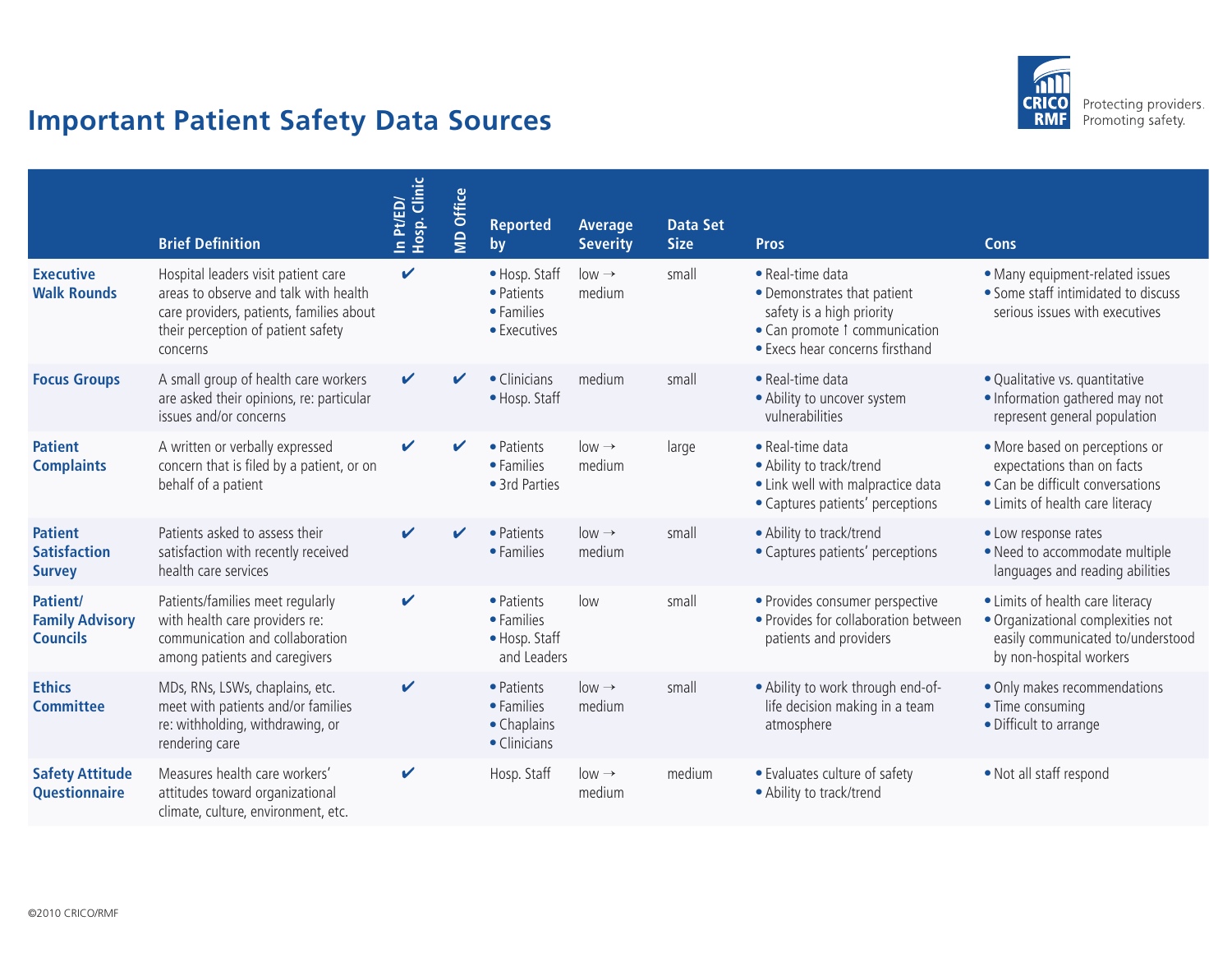# Important Patient Safety Data Sources

CRICO RMF — Protecting providers. Promoting safety.

| | Brief Definition | In Pt/ED/ Hosp. Clinic | MD Office | Reported by | Average Severity | Data Set Size | Pros | Cons |
|---|---|---|---|---|---|---|---|---|
| **Executive Walk Rounds** | Hospital leaders visit patient care areas to observe and talk with health care providers, patients, families about their perception of patient safety concerns | ✔ | | • Hosp. Staff<br>• Patients<br>• Families<br>• Executives | low → medium | small | • Real-time data<br>• Demonstrates that patient safety is a high priority<br>• Can promote ↑ communication<br>• Execs hear concerns firsthand | • Many equipment-related issues<br>• Some staff intimidated to discuss serious issues with executives |
| **Focus Groups** | A small group of health care workers are asked their opinions, re: particular issues and/or concerns | ✔ | ✔ | • Clinicians<br>• Hosp. Staff | medium | small | • Real-time data<br>• Ability to uncover system vulnerabilities | • Qualitative vs. quantitative<br>• Information gathered may not represent general population |
| **Patient Complaints** | A written or verbally expressed concern that is filed by a patient, or on behalf of a patient | ✔ | ✔ | • Patients<br>• Families<br>• 3rd Parties | low → medium | large | • Real-time data<br>• Ability to track/trend<br>• Link well with malpractice data<br>• Captures patients' perceptions | • More based on perceptions or expectations than on facts<br>• Can be difficult conversations<br>• Limits of health care literacy |
| **Patient Satisfaction Survey** | Patients asked to assess their satisfaction with recently received health care services | ✔ | ✔ | • Patients<br>• Families | low → medium | small | • Ability to track/trend<br>• Captures patients' perceptions | • Low response rates<br>• Need to accommodate multiple languages and reading abilities |
| **Patient/ Family Advisory Councils** | Patients/families meet regularly with health care providers re: communication and collaboration among patients and caregivers | ✔ | | • Patients<br>• Families<br>• Hosp. Staff and Leaders | low | small | • Provides consumer perspective<br>• Provides for collaboration between patients and providers | • Limits of health care literacy<br>• Organizational complexities not easily communicated to/understood by non-hospital workers |
| **Ethics Committee** | MDs, RNs, LSWs, chaplains, etc. meet with patients and/or families re: withholding, withdrawing, or rendering care | ✔ | | • Patients<br>• Families<br>• Chaplains<br>• Clinicians | low → medium | small | • Ability to work through end-of-life decision making in a team atmosphere | • Only makes recommendations<br>• Time consuming<br>• Difficult to arrange |
| **Safety Attitude Questionnaire** | Measures health care workers' attitudes toward organizational climate, culture, environment, etc. | ✔ | | Hosp. Staff | low → medium | medium | • Evaluates culture of safety<br>• Ability to track/trend | • Not all staff respond |

©2010 CRICO/RMF